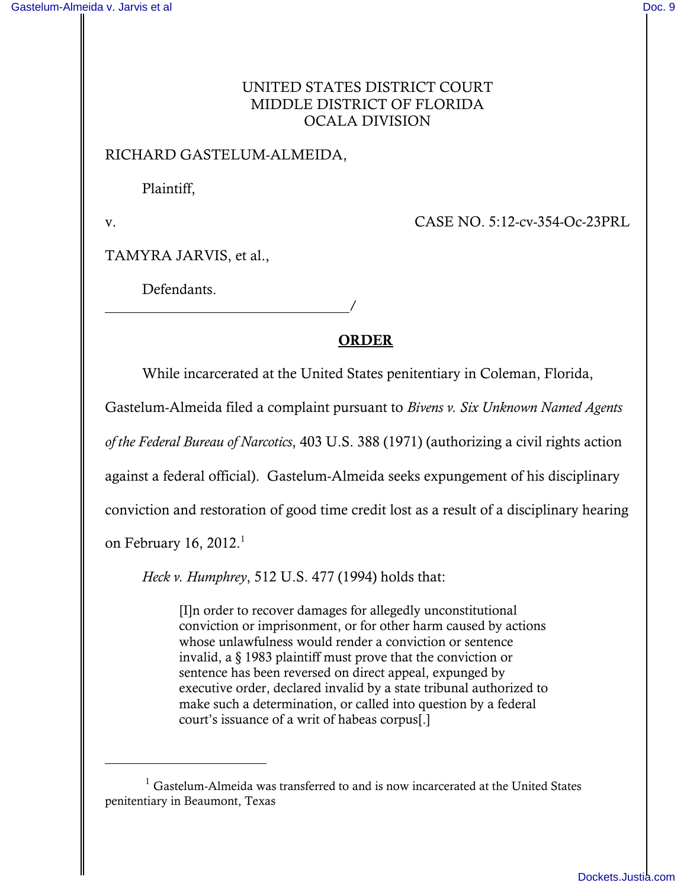UNITED STATES DISTRICT COURT
MIDDLE DISTRICT OF FLORIDA
OCALA DIVISION

RICHARD GASTELUM-ALMEIDA,

Plaintiff,

v. CASE NO. 5:12-cv-354-Oc-23PRL

TAMYRA JARVIS, et al.,

Defendants.

/

## ORDER

While incarcerated at the United States penitentiary in Coleman, Florida, Gastelum-Almeida filed a complaint pursuant to *Bivens v. Six Unknown Named Agents of the Federal Bureau of Narcotics*, 403 U.S. 388 (1971) (authorizing a civil rights action against a federal official). Gastelum-Almeida seeks expungement of his disciplinary conviction and restoration of good time credit lost as a result of a disciplinary hearing on February 16, 2012.[1]

*Heck v. Humphrey*, 512 U.S. 477 (1994) holds that:

> [I]n order to recover damages for allegedly unconstitutional conviction or imprisonment, or for other harm caused by actions whose unlawfulness would render a conviction or sentence invalid, a § 1983 plaintiff must prove that the conviction or sentence has been reversed on direct appeal, expunged by executive order, declared invalid by a state tribunal authorized to make such a determination, or called into question by a federal court's issuance of a writ of habeas corpus[.]

[1] Gastelum-Almeida was transferred to and is now incarcerated at the United States penitentiary in Beaumont, Texas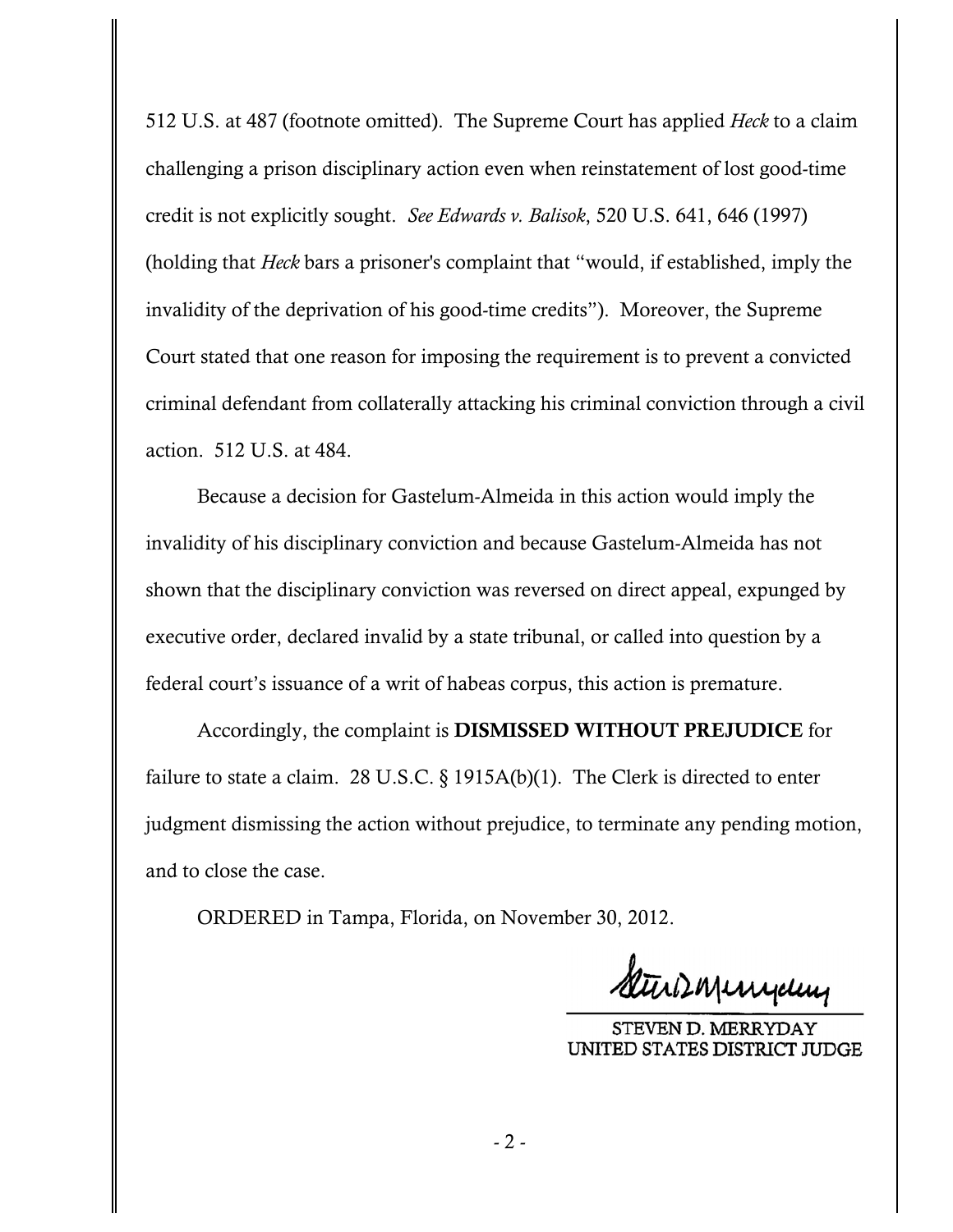512 U.S. at 487 (footnote omitted). The Supreme Court has applied *Heck* to a claim challenging a prison disciplinary action even when reinstatement of lost good-time credit is not explicitly sought. *See Edwards v. Balisok*, 520 U.S. 641, 646 (1997) (holding that *Heck* bars a prisoner's complaint that "would, if established, imply the invalidity of the deprivation of his good-time credits"). Moreover, the Supreme Court stated that one reason for imposing the requirement is to prevent a convicted criminal defendant from collaterally attacking his criminal conviction through a civil action. 512 U.S. at 484.

Because a decision for Gastelum-Almeida in this action would imply the invalidity of his disciplinary conviction and because Gastelum-Almeida has not shown that the disciplinary conviction was reversed on direct appeal, expunged by executive order, declared invalid by a state tribunal, or called into question by a federal court's issuance of a writ of habeas corpus, this action is premature.

Accordingly, the complaint is **DISMISSED WITHOUT PREJUDICE** for failure to state a claim. 28 U.S.C. § 1915A(b)(1). The Clerk is directed to enter judgment dismissing the action without prejudice, to terminate any pending motion, and to close the case.

ORDERED in Tampa, Florida, on November 30, 2012.

STEVEN D. MERRYDAY
UNITED STATES DISTRICT JUDGE